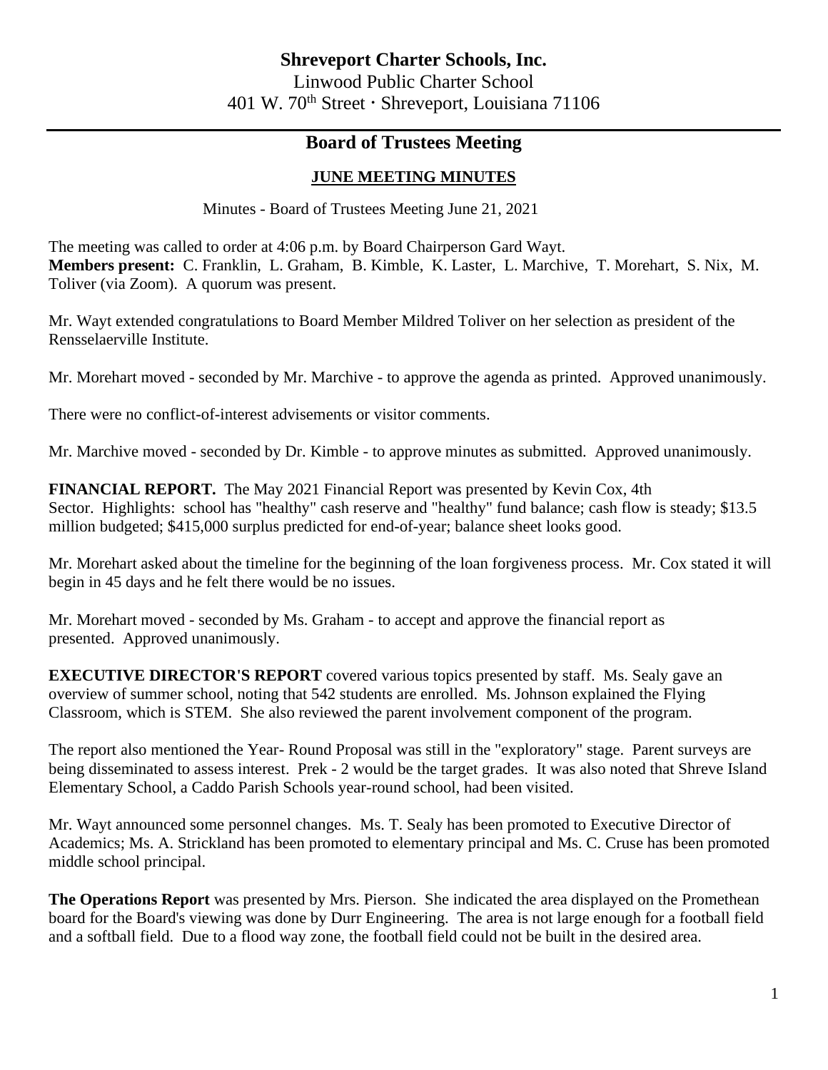# Shreveport Charter Schools, Inc.

Linwood Public Charter School
401 W. 70th Street · Shreveport, Louisiana 71106

## Board of Trustees Meeting

### JUNE MEETING MINUTES

Minutes - Board of Trustees Meeting June 21, 2021

The meeting was called to order at 4:06 p.m. by Board Chairperson Gard Wayt.
**Members present:** C. Franklin, L. Graham, B. Kimble, K. Laster, L. Marchive, T. Morehart, S. Nix, M. Toliver (via Zoom). A quorum was present.

Mr. Wayt extended congratulations to Board Member Mildred Toliver on her selection as president of the Rensselaerville Institute.

Mr. Morehart moved - seconded by Mr. Marchive - to approve the agenda as printed. Approved unanimously.

There were no conflict-of-interest advisements or visitor comments.

Mr. Marchive moved - seconded by Dr. Kimble - to approve minutes as submitted. Approved unanimously.

**FINANCIAL REPORT.** The May 2021 Financial Report was presented by Kevin Cox, 4th Sector. Highlights: school has "healthy" cash reserve and "healthy" fund balance; cash flow is steady; $13.5 million budgeted; $415,000 surplus predicted for end-of-year; balance sheet looks good.

Mr. Morehart asked about the timeline for the beginning of the loan forgiveness process. Mr. Cox stated it will begin in 45 days and he felt there would be no issues.

Mr. Morehart moved - seconded by Ms. Graham - to accept and approve the financial report as presented. Approved unanimously.

**EXECUTIVE DIRECTOR'S REPORT** covered various topics presented by staff. Ms. Sealy gave an overview of summer school, noting that 542 students are enrolled. Ms. Johnson explained the Flying Classroom, which is STEM. She also reviewed the parent involvement component of the program.

The report also mentioned the Year- Round Proposal was still in the "exploratory" stage. Parent surveys are being disseminated to assess interest. Prek - 2 would be the target grades. It was also noted that Shreve Island Elementary School, a Caddo Parish Schools year-round school, had been visited.

Mr. Wayt announced some personnel changes. Ms. T. Sealy has been promoted to Executive Director of Academics; Ms. A. Strickland has been promoted to elementary principal and Ms. C. Cruse has been promoted middle school principal.

**The Operations Report** was presented by Mrs. Pierson. She indicated the area displayed on the Promethean board for the Board's viewing was done by Durr Engineering. The area is not large enough for a football field and a softball field. Due to a flood way zone, the football field could not be built in the desired area.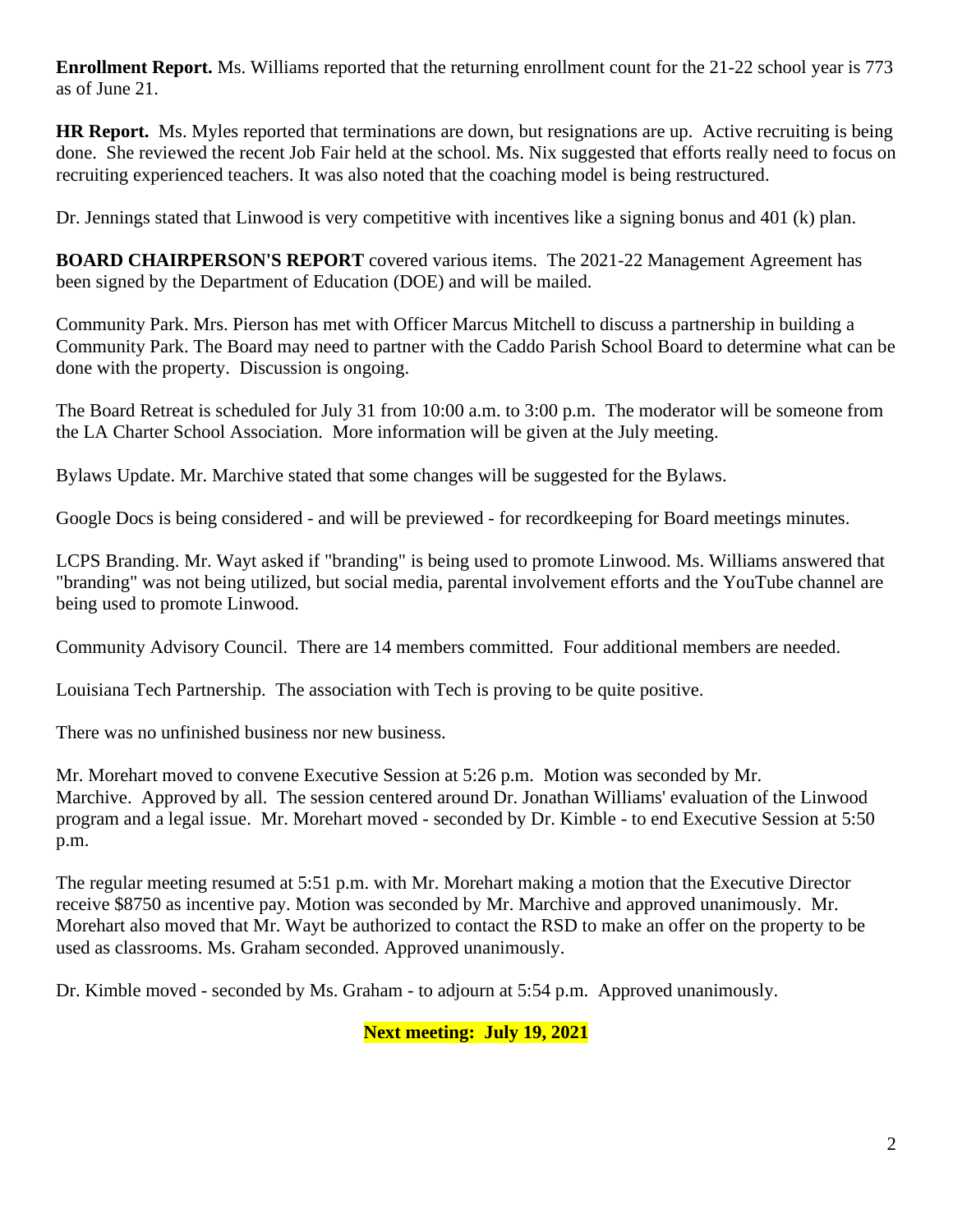**Enrollment Report.** Ms. Williams reported that the returning enrollment count for the 21-22 school year is 773 as of June 21.

**HR Report.** Ms. Myles reported that terminations are down, but resignations are up. Active recruiting is being done. She reviewed the recent Job Fair held at the school. Ms. Nix suggested that efforts really need to focus on recruiting experienced teachers. It was also noted that the coaching model is being restructured.

Dr. Jennings stated that Linwood is very competitive with incentives like a signing bonus and 401 (k) plan.

**BOARD CHAIRPERSON'S REPORT** covered various items. The 2021-22 Management Agreement has been signed by the Department of Education (DOE) and will be mailed.

Community Park. Mrs. Pierson has met with Officer Marcus Mitchell to discuss a partnership in building a Community Park. The Board may need to partner with the Caddo Parish School Board to determine what can be done with the property. Discussion is ongoing.

The Board Retreat is scheduled for July 31 from 10:00 a.m. to 3:00 p.m. The moderator will be someone from the LA Charter School Association. More information will be given at the July meeting.

Bylaws Update. Mr. Marchive stated that some changes will be suggested for the Bylaws.

Google Docs is being considered - and will be previewed - for recordkeeping for Board meetings minutes.

LCPS Branding. Mr. Wayt asked if "branding" is being used to promote Linwood. Ms. Williams answered that "branding" was not being utilized, but social media, parental involvement efforts and the YouTube channel are being used to promote Linwood.

Community Advisory Council. There are 14 members committed. Four additional members are needed.

Louisiana Tech Partnership. The association with Tech is proving to be quite positive.

There was no unfinished business nor new business.

Mr. Morehart moved to convene Executive Session at 5:26 p.m. Motion was seconded by Mr. Marchive. Approved by all. The session centered around Dr. Jonathan Williams' evaluation of the Linwood program and a legal issue. Mr. Morehart moved - seconded by Dr. Kimble - to end Executive Session at 5:50 p.m.

The regular meeting resumed at 5:51 p.m. with Mr. Morehart making a motion that the Executive Director receive $8750 as incentive pay. Motion was seconded by Mr. Marchive and approved unanimously. Mr. Morehart also moved that Mr. Wayt be authorized to contact the RSD to make an offer on the property to be used as classrooms. Ms. Graham seconded. Approved unanimously.

Dr. Kimble moved - seconded by Ms. Graham - to adjourn at 5:54 p.m. Approved unanimously.

**Next meeting: July 19, 2021**